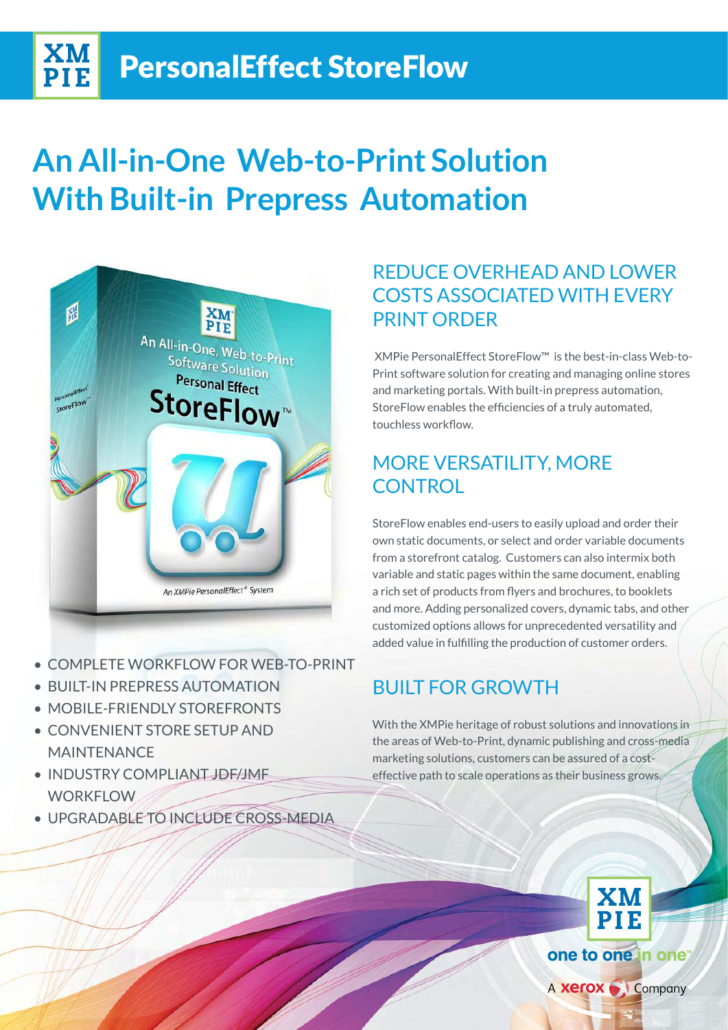# PersonalEffect StoreFlow

## An All-in-One Web-to-Print Solution With Built-in Prepress Automation

- COMPLETE WORKFLOW FOR WEB-TO-PRINT
- BUILT-IN PREPRESS AUTOMATION
- MOBILE-FRIENDLY STOREFRONTS
- CONVENIENT STORE SETUP AND MAINTENANCE
- INDUSTRY COMPLIANT JDF/JMF WORKFLOW
- UPGRADABLE TO INCLUDE CROSS-MEDIA

### REDUCE OVERHEAD AND LOWER COSTS ASSOCIATED WITH EVERY PRINT ORDER

XMPie PersonalEffect StoreFlow™ is the best-in-class Web-to-Print software solution for creating and managing online stores and marketing portals. With built-in prepress automation, StoreFlow enables the efficiencies of a truly automated, touchless workflow.

### MORE VERSATILITY, MORE CONTROL

StoreFlow enables end-users to easily upload and order their own static documents, or select and order variable documents from a storefront catalog. Customers can also intermix both variable and static pages within the same document, enabling a rich set of products from flyers and brochures, to booklets and more. Adding personalized covers, dynamic tabs, and other customized options allows for unprecedented versatility and added value in fulfilling the production of customer orders.

### BUILT FOR GROWTH

With the XMPie heritage of robust solutions and innovations in the areas of Web-to-Print, dynamic publishing and cross-media marketing solutions, customers can be assured of a cost-effective path to scale operations as their business grows.

one to one in one™

A xerox Company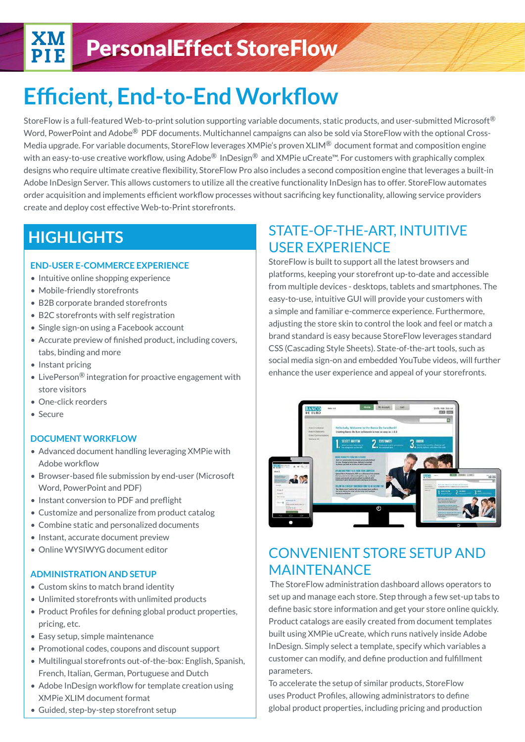# PersonalEffect StoreFlow

## Efficient, End-to-End Workflow

StoreFlow is a full-featured Web-to-print solution supporting variable documents, static products, and user-submitted Microsoft® Word, PowerPoint and Adobe® PDF documents. Multichannel campaigns can also be sold via StoreFlow with the optional Cross-Media upgrade. For variable documents, StoreFlow leverages XMPie's proven XLIM® document format and composition engine with an easy-to-use creative workflow, using Adobe® InDesign® and XMPie uCreate™. For customers with graphically complex designs who require ultimate creative flexibility, StoreFlow Pro also includes a second composition engine that leverages a built-in Adobe InDesign Server. This allows customers to utilize all the creative functionality InDesign has to offer. StoreFlow automates order acquisition and implements efficient workflow processes without sacrificing key functionality, allowing service providers create and deploy cost effective Web-to-Print storefronts.

## HIGHLIGHTS

### END-USER E-COMMERCE EXPERIENCE

- Intuitive online shopping experience
- Mobile-friendly storefronts
- B2B corporate branded storefronts
- B2C storefronts with self registration
- Single sign-on using a Facebook account
- Accurate preview of finished product, including covers, tabs, binding and more
- Instant pricing
- LivePerson® integration for proactive engagement with store visitors
- One-click reorders
- Secure

### DOCUMENT WORKFLOW

- Advanced document handling leveraging XMPie with Adobe workflow
- Browser-based file submission by end-user (Microsoft Word, PowerPoint and PDF)
- Instant conversion to PDF and preflight
- Customize and personalize from product catalog
- Combine static and personalized documents
- Instant, accurate document preview
- Online WYSIWYG document editor

### ADMINISTRATION AND SETUP

- Custom skins to match brand identity
- Unlimited storefronts with unlimited products
- Product Profiles for defining global product properties, pricing, etc.
- Easy setup, simple maintenance
- Promotional codes, coupons and discount support
- Multilingual storefronts out-of-the-box: English, Spanish, French, Italian, German, Portuguese and Dutch
- Adobe InDesign workflow for template creation using XMPie XLIM document format
- Guided, step-by-step storefront setup

## STATE-OF-THE-ART, INTUITIVE USER EXPERIENCE

StoreFlow is built to support all the latest browsers and platforms, keeping your storefront up-to-date and accessible from multiple devices - desktops, tablets and smartphones. The easy-to-use, intuitive GUI will provide your customers with a simple and familiar e-commerce experience. Furthermore, adjusting the store skin to control the look and feel or match a brand standard is easy because StoreFlow leverages standard CSS (Cascading Style Sheets). State-of-the-art tools, such as social media sign-on and embedded YouTube videos, will further enhance the user experience and appeal of your storefronts.

## CONVENIENT STORE SETUP AND MAINTENANCE

The StoreFlow administration dashboard allows operators to set up and manage each store. Step through a few set-up tabs to define basic store information and get your store online quickly. Product catalogs are easily created from document templates built using XMPie uCreate, which runs natively inside Adobe InDesign. Simply select a template, specify which variables a customer can modify, and define production and fulfillment parameters.

To accelerate the setup of similar products, StoreFlow uses Product Profiles, allowing administrators to define global product properties, including pricing and production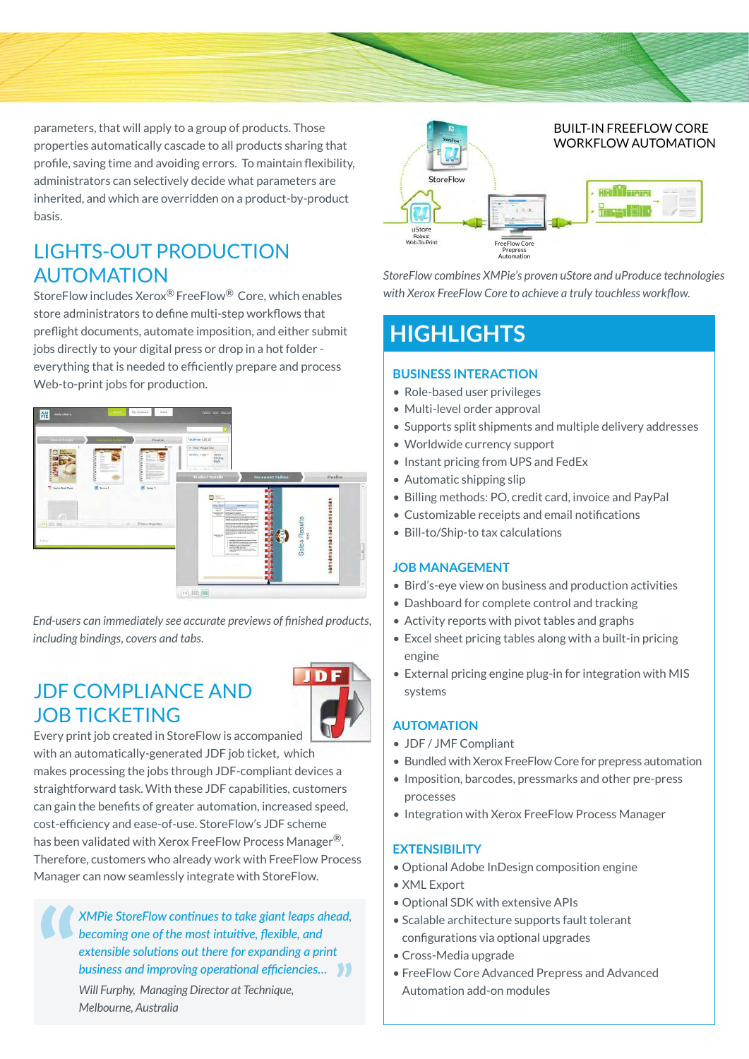parameters, that will apply to a group of products. Those properties automatically cascade to all products sharing that profile, saving time and avoiding errors. To maintain flexibility, administrators can selectively decide what parameters are inherited, and which are overridden on a product-by-product basis.

## LIGHTS-OUT PRODUCTION AUTOMATION

StoreFlow includes Xerox® FreeFlow® Core, which enables store administrators to define multi-step workflows that preflight documents, automate imposition, and either submit jobs directly to your digital press or drop in a hot folder - everything that is needed to efficiently prepare and process Web-to-print jobs for production.

*End-users can immediately see accurate previews of finished products, including bindings, covers and tabs.*

## JDF COMPLIANCE AND JOB TICKETING

Every print job created in StoreFlow is accompanied with an automatically-generated JDF job ticket, which makes processing the jobs through JDF-compliant devices a straightforward task. With these JDF capabilities, customers can gain the benefits of greater automation, increased speed, cost-efficiency and ease-of-use. StoreFlow's JDF scheme has been validated with Xerox FreeFlow Process Manager®. Therefore, customers who already work with FreeFlow Process Manager can now seamlessly integrate with StoreFlow.

> *XMPie StoreFlow continues to take giant leaps ahead, becoming one of the most intuitive, flexible, and extensible solutions out there for expanding a print business and improving operational efficiencies...*
>
> *Will Furphy, Managing Director at Technique, Melbourne, Australia*

BUILT-IN FREEFLOW CORE WORKFLOW AUTOMATION

*StoreFlow combines XMPie's proven uStore and uProduce technologies with Xerox FreeFlow Core to achieve a truly touchless workflow.*

## HIGHLIGHTS

### BUSINESS INTERACTION

- Role-based user privileges
- Multi-level order approval
- Supports split shipments and multiple delivery addresses
- Worldwide currency support
- Instant pricing from UPS and FedEx
- Automatic shipping slip
- Billing methods: PO, credit card, invoice and PayPal
- Customizable receipts and email notifications
- Bill-to/Ship-to tax calculations

### JOB MANAGEMENT

- Bird's-eye view on business and production activities
- Dashboard for complete control and tracking
- Activity reports with pivot tables and graphs
- Excel sheet pricing tables along with a built-in pricing engine
- External pricing engine plug-in for integration with MIS systems

### AUTOMATION

- JDF / JMF Compliant
- Bundled with Xerox FreeFlow Core for prepress automation
- Imposition, barcodes, pressmarks and other pre-press processes
- Integration with Xerox FreeFlow Process Manager

### EXTENSIBILITY

- Optional Adobe InDesign composition engine
- XML Export
- Optional SDK with extensive APIs
- Scalable architecture supports fault tolerant configurations via optional upgrades
- Cross-Media upgrade
- FreeFlow Core Advanced Prepress and Advanced Automation add-on modules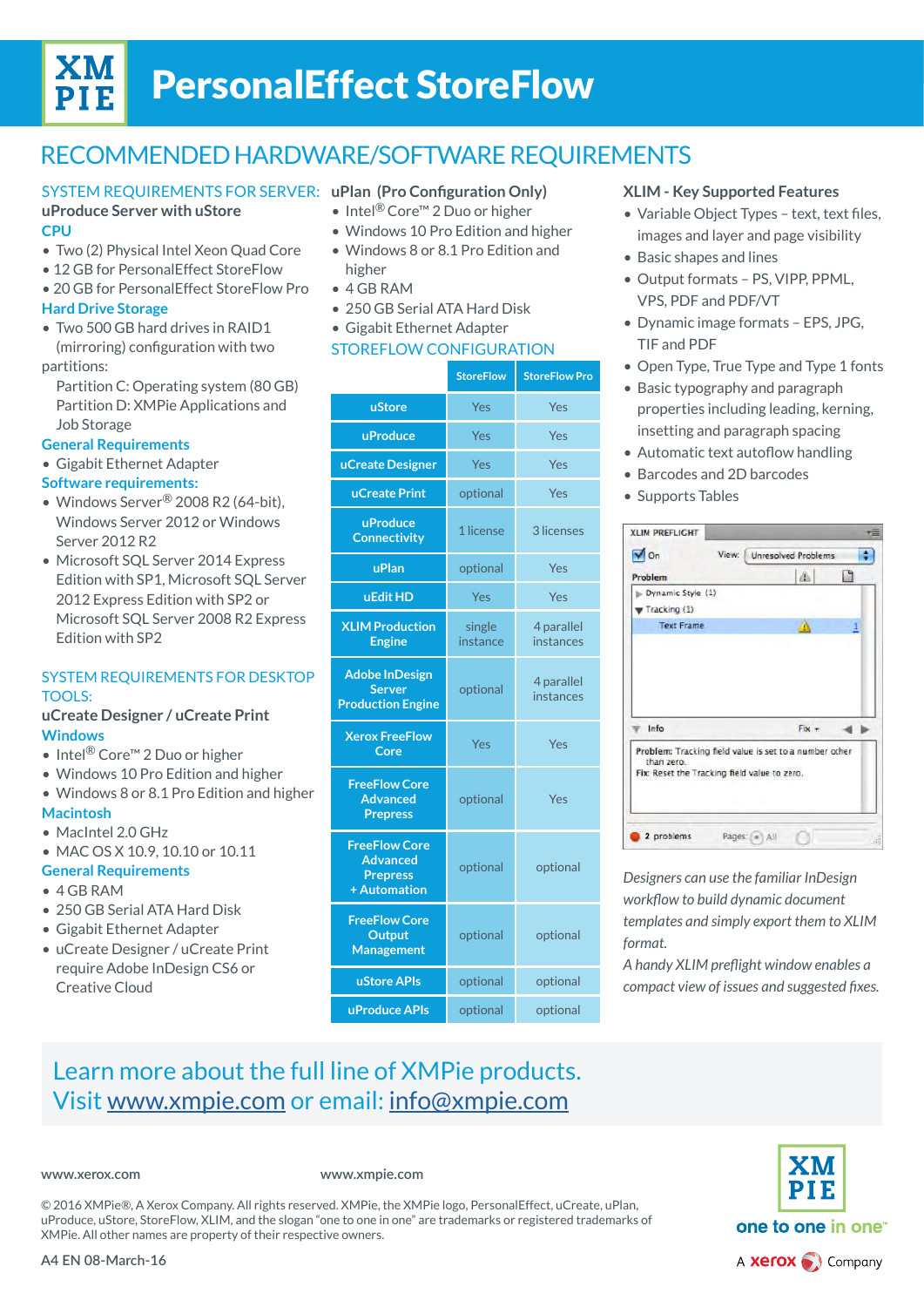# PersonalEffect StoreFlow

## RECOMMENDED HARDWARE/SOFTWARE REQUIREMENTS

### SYSTEM REQUIREMENTS FOR SERVER:

**uProduce Server with uStore**

**CPU**

- Two (2) Physical Intel Xeon Quad Core
- 12 GB for PersonalEffect StoreFlow
- 20 GB for PersonalEffect StoreFlow Pro

**Hard Drive Storage**

- Two 500 GB hard drives in RAID1 (mirroring) configuration with two partitions:
  Partition C: Operating system (80 GB)
  Partition D: XMPie Applications and Job Storage

**General Requirements**

- Gigabit Ethernet Adapter

**Software requirements:**

- Windows Server® 2008 R2 (64-bit), Windows Server 2012 or Windows Server 2012 R2
- Microsoft SQL Server 2014 Express Edition with SP1, Microsoft SQL Server 2012 Express Edition with SP2 or Microsoft SQL Server 2008 R2 Express Edition with SP2

### SYSTEM REQUIREMENTS FOR DESKTOP TOOLS:

**uCreate Designer / uCreate Print**

**Windows**

- Intel® Core™ 2 Duo or higher
- Windows 10 Pro Edition and higher
- Windows 8 or 8.1 Pro Edition and higher

**Macintosh**

- MacIntel 2.0 GHz
- MAC OS X 10.9, 10.10 or 10.11

**General Requirements**

- 4 GB RAM
- 250 GB Serial ATA Hard Disk
- Gigabit Ethernet Adapter
- uCreate Designer / uCreate Print require Adobe InDesign CS6 or Creative Cloud

### uPlan (Pro Configuration Only)

- Intel® Core™ 2 Duo or higher
- Windows 10 Pro Edition and higher
- Windows 8 or 8.1 Pro Edition and higher
- 4 GB RAM
- 250 GB Serial ATA Hard Disk
- Gigabit Ethernet Adapter

### STOREFLOW CONFIGURATION

| | StoreFlow | StoreFlow Pro |
|---|---|---|
| uStore | Yes | Yes |
| uProduce | Yes | Yes |
| uCreate Designer | Yes | Yes |
| uCreate Print | optional | Yes |
| uProduce Connectivity | 1 license | 3 licenses |
| uPlan | optional | Yes |
| uEdit HD | Yes | Yes |
| XLIM Production Engine | single instance | 4 parallel instances |
| Adobe InDesign Server Production Engine | optional | 4 parallel instances |
| Xerox FreeFlow Core | Yes | Yes |
| FreeFlow Core Advanced Prepress | optional | Yes |
| FreeFlow Core Advanced Prepress + Automation | optional | optional |
| FreeFlow Core Output Management | optional | optional |
| uStore APIs | optional | optional |
| uProduce APIs | optional | optional |

### XLIM - Key Supported Features

- Variable Object Types – text, text files, images and layer and page visibility
- Basic shapes and lines
- Output formats – PS, VIPP, PPML, VPS, PDF and PDF/VT
- Dynamic image formats – EPS, JPG, TIF and PDF
- Open Type, True Type and Type 1 fonts
- Basic typography and paragraph properties including leading, kerning, insetting and paragraph spacing
- Automatic text autoflow handling
- Barcodes and 2D barcodes
- Supports Tables

*Designers can use the familiar InDesign workflow to build dynamic document templates and simply export them to XLIM format.*
*A handy XLIM preflight window enables a compact view of issues and suggested fixes.*

Learn more about the full line of XMPie products.
Visit www.xmpie.com or email: info@xmpie.com

www.xerox.com www.xmpie.com

© 2016 XMPie®, A Xerox Company. All rights reserved. XMPie, the XMPie logo, PersonalEffect, uCreate, uPlan, uProduce, uStore, StoreFlow, XLIM, and the slogan "one to one in one" are trademarks or registered trademarks of XMPie. All other names are property of their respective owners.

A4 EN 08-March-16

one to one in one™
A xerox Company